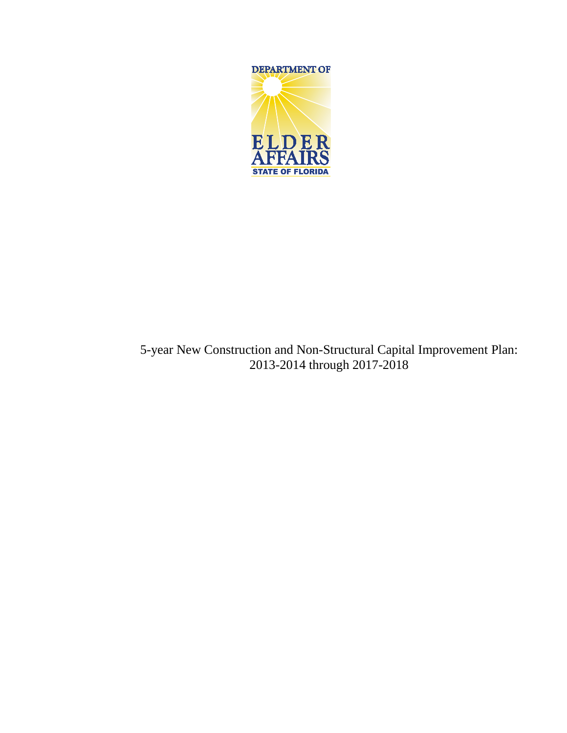DEPARTMENT OF

ELDER AFFAIRS

STATE OF FLORIDA

# 5-year New Construction and Non-Structural Capital Improvement Plan: 2013-2014 through 2017-2018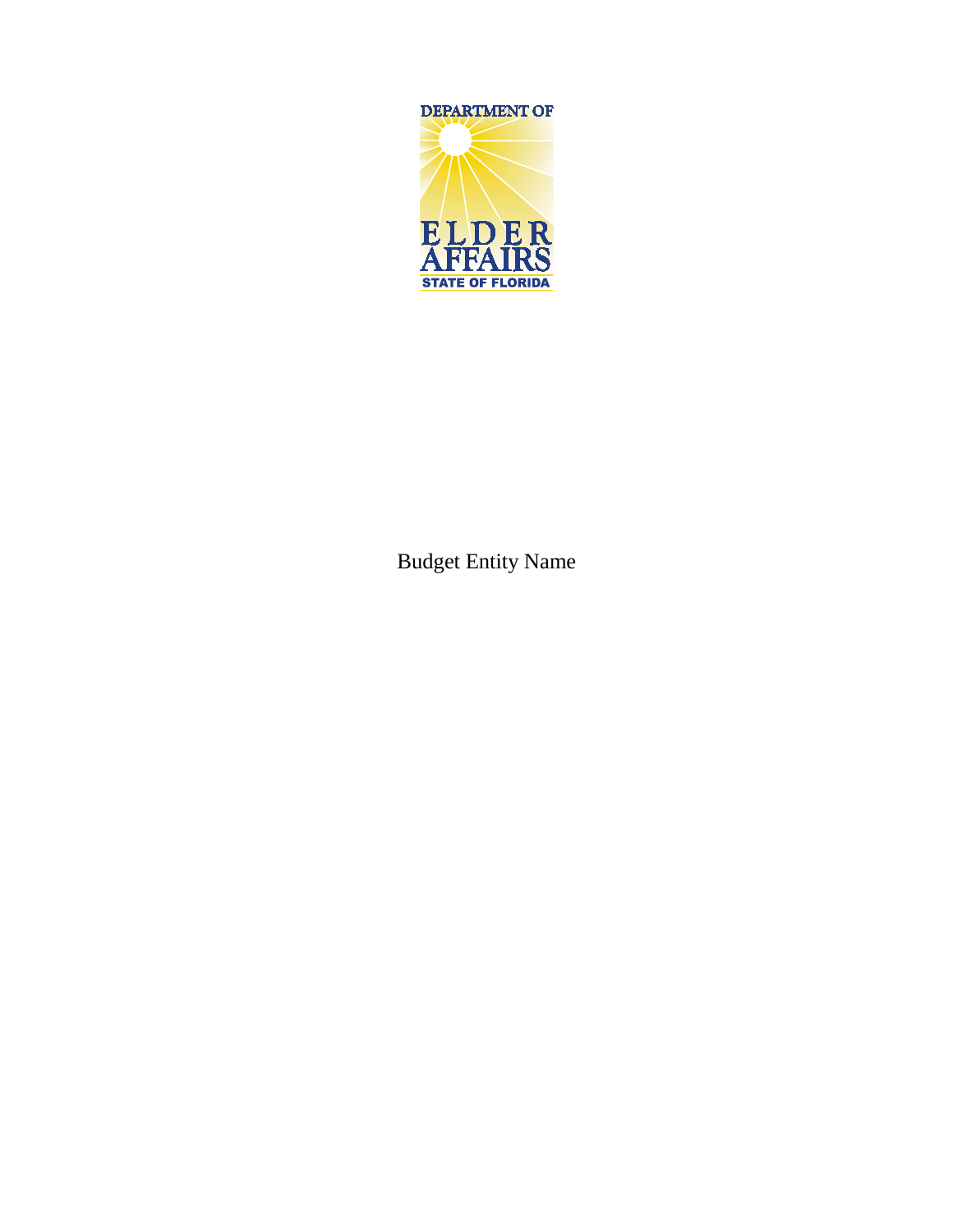DEPARTMENT OF

ELDER AFFAIRS

STATE OF FLORIDA

Budget Entity Name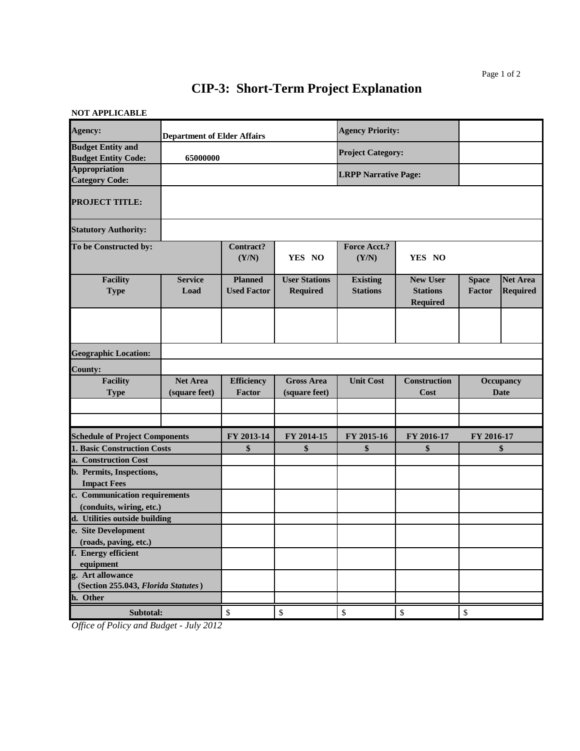# CIP-3: Short-Term Project Explanation

**NOT APPLICABLE**

| | | | | | | | |
|---|---|---|---|---|---|---|---|
| **Agency:** | Department of Elder Affairs | | | **Agency Priority:** | | | |
| **Budget Entity and Budget Entity Code:** | 65000000 | | | **Project Category:** | | | |
| **Appropriation Category Code:** | | | | **LRPP Narrative Page:** | | | |
| **PROJECT TITLE:** | | | | | | | |
| **Statutory Authority:** | | | | | | | |
| **To be Constructed by:** | | **Contract? (Y/N)** | YES NO | **Force Acct.? (Y/N)** | YES NO | | |
| **Facility Type** | **Service Load** | **Planned Used Factor** | **User Stations Required** | **Existing Stations** | **New User Stations Required** | **Space Factor** | **Net Area Required** |
| | | | | | | | |
| **Geographic Location:** | | | | | | | |
| **County:** | | | | | | | |
| **Facility Type** | **Net Area (square feet)** | **Efficiency Factor** | **Gross Area (square feet)** | **Unit Cost** | **Construction Cost** | **Occupancy Date** | |
| | | | | | | | |
| | | | | | | | |

| **Schedule of Project Components** | **FY 2013-14** | **FY 2014-15** | **FY 2015-16** | **FY 2016-17** | **FY 2016-17** |
|---|---|---|---|---|---|
| **1. Basic Construction Costs** | **$** | **$** | **$** | **$** | **$** |
| **a. Construction Cost** | | | | | |
| **b. Permits, Inspections, Impact Fees** | | | | | |
| **c. Communication requirements (conduits, wiring, etc.)** | | | | | |
| **d. Utilities outside building** | | | | | |
| **e. Site Development (roads, paving, etc.)** | | | | | |
| **f. Energy efficient equipment** | | | | | |
| **g. Art allowance (Section 255.043, *Florida Statutes*)** | | | | | |
| **h. Other** | | | | | |
| **Subtotal:** | $ | $ | $ | $ | $ |

*Office of Policy and Budget - July 2012*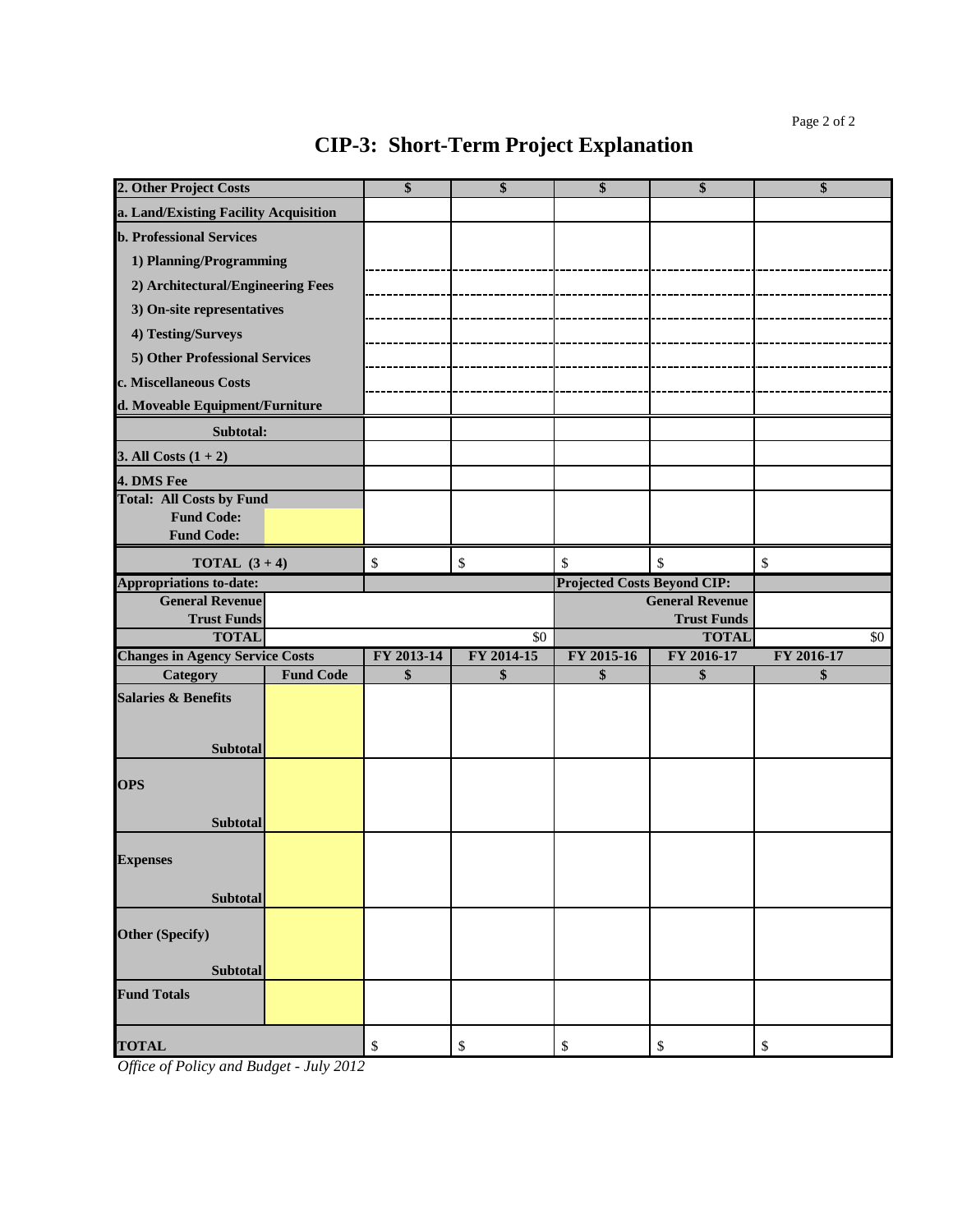# CIP-3: Short-Term Project Explanation

| 2. Other Project Costs | | $ | $ | $ | $ | $ |
|---|---|---|---|---|---|---|
| a. Land/Existing Facility Acquisition | | | | | | |
| b. Professional Services | | | | | | |
| 1) Planning/Programming | | | | | | |
| 2) Architectural/Engineering Fees | | | | | | |
| 3) On-site representatives | | | | | | |
| 4) Testing/Surveys | | | | | | |
| 5) Other Professional Services | | | | | | |
| c. Miscellaneous Costs | | | | | | |
| d. Moveable Equipment/Furniture | | | | | | |
| Subtotal: | | | | | | |
| 3. All Costs (1 + 2) | | | | | | |
| 4. DMS Fee | | | | | | |
| Total: All Costs by Fund | | | | | | |
| Fund Code: | | | | | | |
| Fund Code: | | | | | | |
| TOTAL (3 + 4) | | $ | $ | $ | $ | $ |

| Appropriations to-date: | | | Projected Costs Beyond CIP: | |
|---|---|---|---|---|
| General Revenue | | | General Revenue | |
| Trust Funds | | | Trust Funds | |
| TOTAL | | $0 | TOTAL | $0 |

| Changes in Agency Service Costs | | FY 2013-14 | FY 2014-15 | FY 2015-16 | FY 2016-17 | FY 2016-17 |
|---|---|---|---|---|---|---|
| Category | Fund Code | $ | $ | $ | $ | $ |
| Salaries & Benefits | | | | | | |
| Subtotal | | | | | | |
| OPS | | | | | | |
| Subtotal | | | | | | |
| Expenses | | | | | | |
| Subtotal | | | | | | |
| Other (Specify) | | | | | | |
| Subtotal | | | | | | |
| Fund Totals | | | | | | |
| TOTAL | | $ | $ | $ | $ | $ |

*Office of Policy and Budget - July 2012*